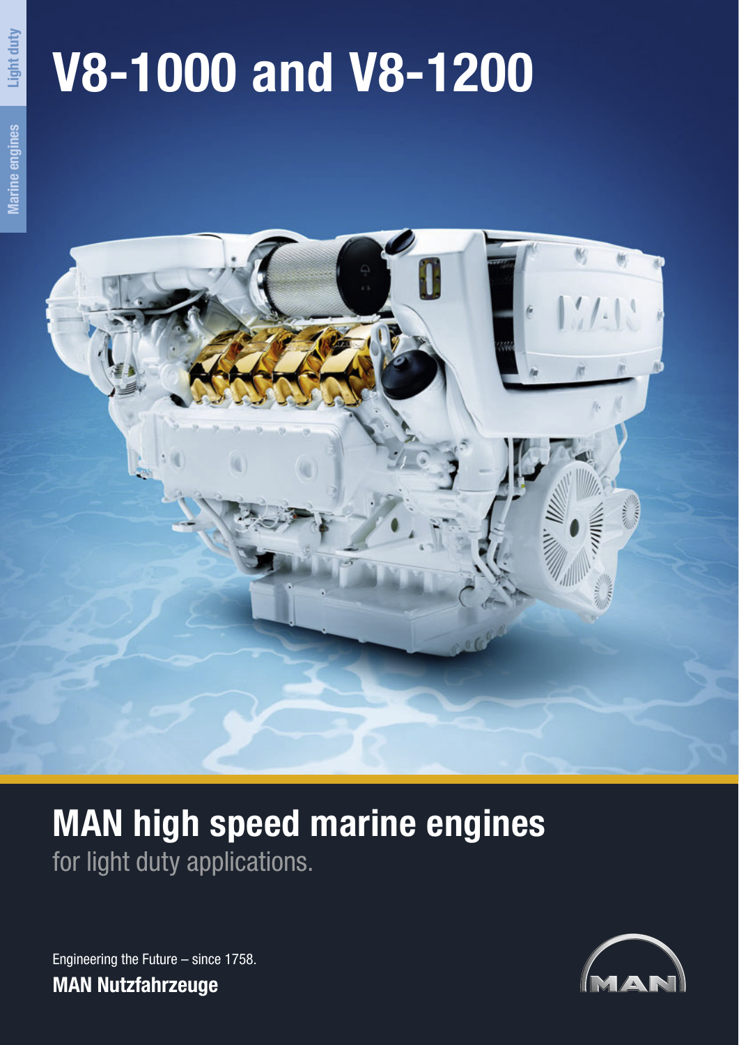Light duty

Marine engines

# V8-1000 and V8-1200

## MAN high speed marine engines

for light duty applications.

Engineering the Future – since 1758.

**MAN Nutzfahrzeuge**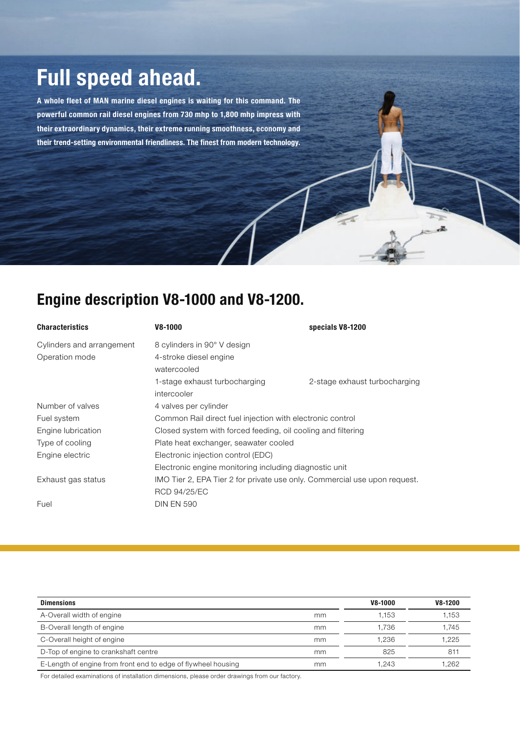# Full speed ahead.

**A whole fleet of MAN marine diesel engines is waiting for this command. The powerful common rail diesel engines from 730 mhp to 1,800 mhp impress with their extraordinary dynamics, their extreme running smoothness, economy and their trend-setting environmental friendliness. The finest from modern technology.**

## Engine description V8-1000 and V8-1200.

| Characteristics | V8-1000 | specials V8-1200 |
|---|---|---|
| Cylinders and arrangement | 8 cylinders in 90° V design | |
| Operation mode | 4-stroke diesel engine | |
| | watercooled | |
| | 1-stage exhaust turbocharging | 2-stage exhaust turbocharging |
| | intercooler | |
| Number of valves | 4 valves per cylinder | |
| Fuel system | Common Rail direct fuel injection with electronic control | |
| Engine lubrication | Closed system with forced feeding, oil cooling and filtering | |
| Type of cooling | Plate heat exchanger, seawater cooled | |
| Engine electric | Electronic injection control (EDC) | |
| | Electronic engine monitoring including diagnostic unit | |
| Exhaust gas status | IMO Tier 2, EPA Tier 2 for private use only. Commercial use upon request. | |
| | RCD 94/25/EC | |
| Fuel | DIN EN 590 | |

| Dimensions | | V8-1000 | V8-1200 |
|---|---|---|---|
| A-Overall width of engine | mm | 1,153 | 1,153 |
| B-Overall length of engine | mm | 1,736 | 1,745 |
| C-Overall height of engine | mm | 1,236 | 1,225 |
| D-Top of engine to crankshaft centre | mm | 825 | 811 |
| E-Length of engine from front end to edge of flywheel housing | mm | 1,243 | 1,262 |

For detailed examinations of installation dimensions, please order drawings from our factory.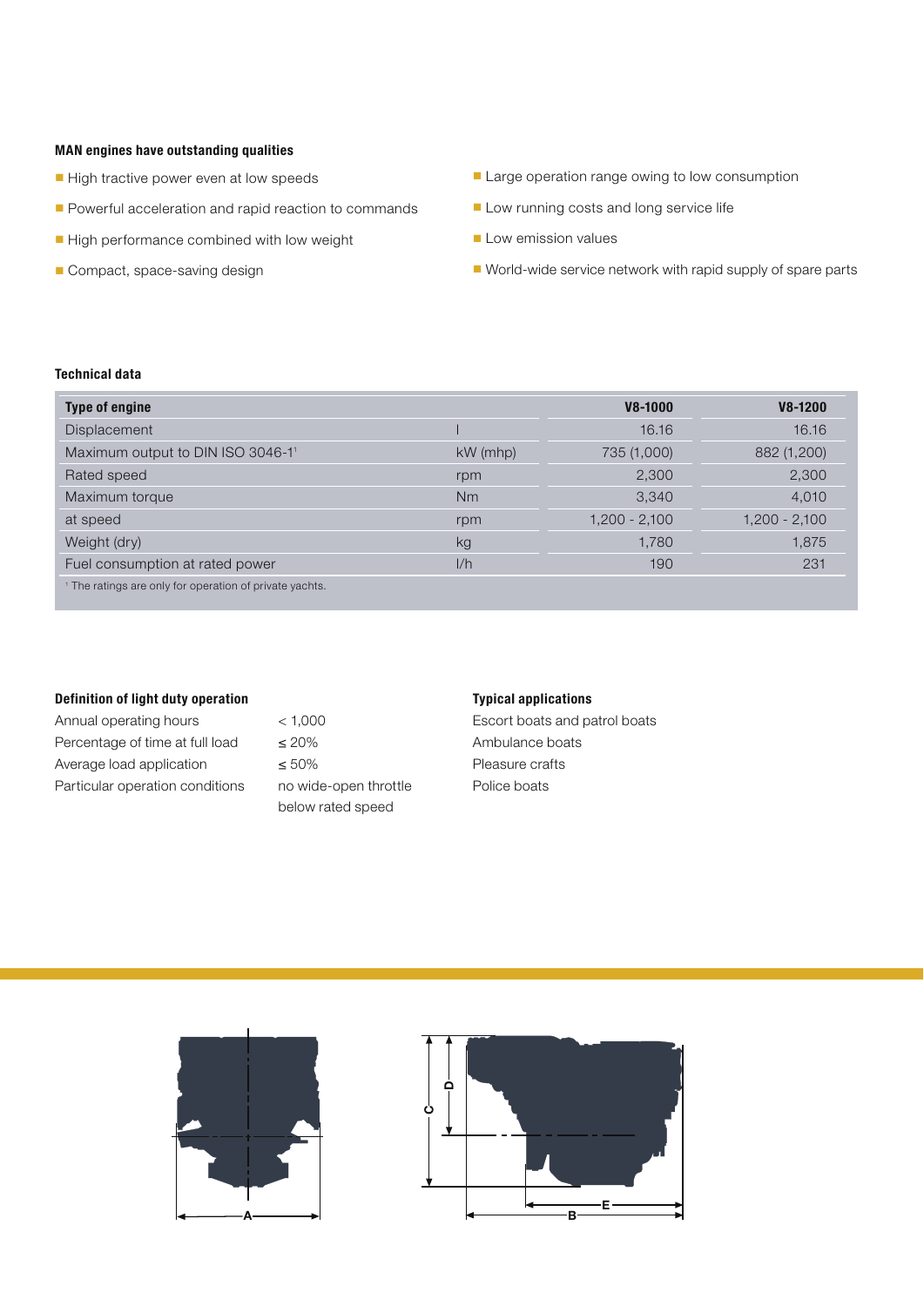### MAN engines have outstanding qualities

- High tractive power even at low speeds
- Powerful acceleration and rapid reaction to commands
- High performance combined with low weight
- Compact, space-saving design
- Large operation range owing to low consumption
- Low running costs and long service life
- Low emission values
- World-wide service network with rapid supply of spare parts

### Technical data

| Type of engine | | V8-1000 | V8-1200 |
|---|---|---|---|
| Displacement | l | 16.16 | 16.16 |
| Maximum output to DIN ISO 3046-1[1] | kW (mhp) | 735 (1,000) | 882 (1,200) |
| Rated speed | rpm | 2,300 | 2,300 |
| Maximum torque | Nm | 3,340 | 4,010 |
| at speed | rpm | 1,200 - 2,100 | 1,200 - 2,100 |
| Weight (dry) | kg | 1,780 | 1,875 |
| Fuel consumption at rated power | l/h | 190 | 231 |

[1] The ratings are only for operation of private yachts.

### Definition of light duty operation

| | |
|---|---|
| Annual operating hours | < 1,000 |
| Percentage of time at full load | ≤ 20% |
| Average load application | ≤ 50% |
| Particular operation conditions | no wide-open throttle below rated speed |

### Typical applications

Escort boats and patrol boats
Ambulance boats
Pleasure crafts
Police boats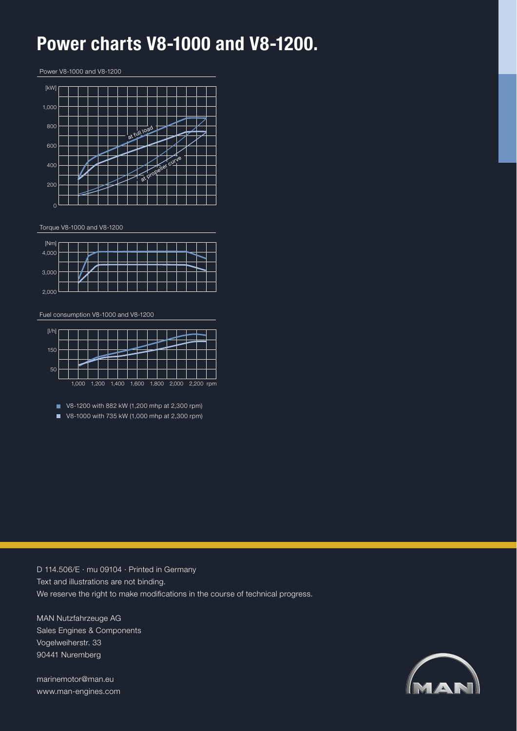# Power charts V8-1000 and V8-1200.

Power V8-1000 and V8-1200

[kW]
1,000
800
600
400
200
0

at full load
at propeller curve

Torque V8-1000 and V8-1200

[Nm]
4,000
3,000
2,000

Fuel consumption V8-1000 and V8-1200

[l/h]
150
50

1,000 1,200 1,400 1,600 1,800 2,000 2,200 rpm

- V8-1200 with 882 kW (1,200 mhp at 2,300 rpm)
- V8-1000 with 735 kW (1,000 mhp at 2,300 rpm)

D 114.506/E · mu 09104 · Printed in Germany
Text and illustrations are not binding.
We reserve the right to make modifications in the course of technical progress.

MAN Nutzfahrzeuge AG
Sales Engines & Components
Vogelweiherstr. 33
90441 Nuremberg

marinemotor@man.eu
www.man-engines.com